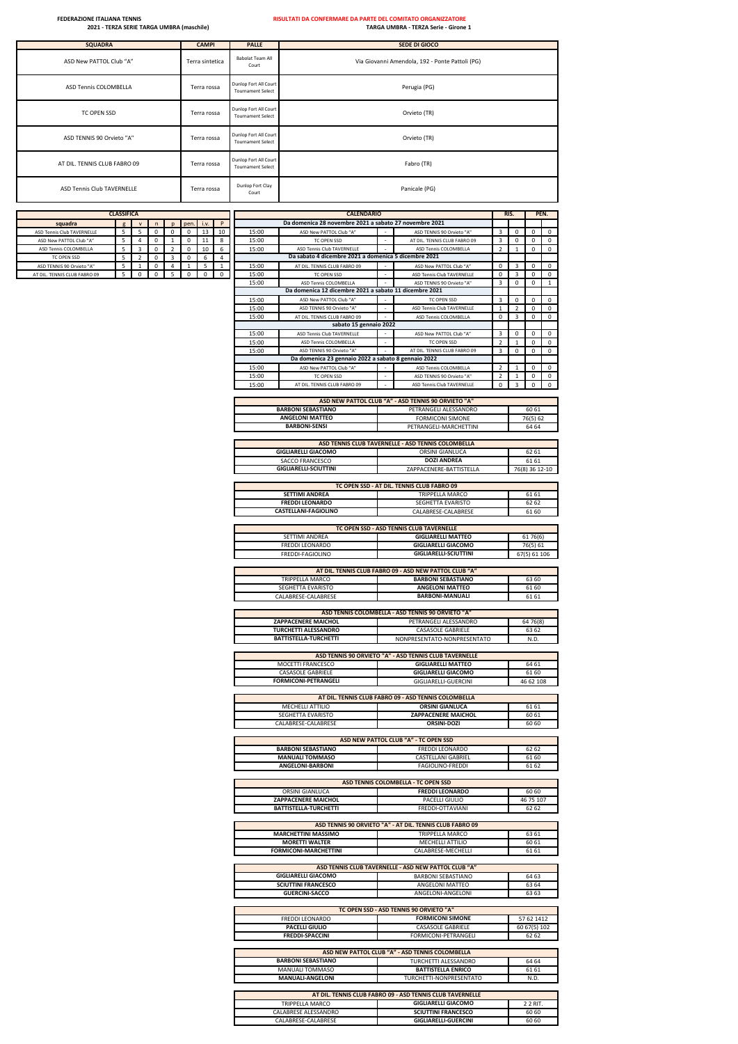**FEDERAZIONE ITALIANA TENNIS**
**2021 - TERZA SERIE TARGA UMBRA (maschile)**

**RISULTATI DA CONFERMARE DA PARTE DEL COMITATO ORGANIZZATORE**
**TARGA UMBRA - TERZA Serie - Girone 1**

| SQUADRA | CAMPI | PALLE | SEDE DI GIOCO |
|---|---|---|---|
| ASD New PATTOL Club "A" | Terra sintetica | Babolat Team All Court | Via Giovanni Amendola, 192 - Ponte Pattoli (PG) |
| ASD Tennis COLOMBELLA | Terra rossa | Dunlop Fort All Court Tournament Select | Perugia (PG) |
| TC OPEN SSD | Terra rossa | Dunlop Fort All Court Tournament Select | Orvieto (TR) |
| ASD TENNIS 90 Orvieto "A" | Terra rossa | Dunlop Fort All Court Tournament Select | Orvieto (TR) |
| AT DIL. TENNIS CLUB FABRO 09 | Terra rossa | Dunlop Fort All Court Tournament Select | Fabro (TR) |
| ASD Tennis Club TAVERNELLE | Terra rossa | Dunlop Fort Clay Court | Panicale (PG) |

**CLASSIFICA**

| squadra | g | v | n | p | pen. | i.v. | P |
|---|---|---|---|---|---|---|---|
| ASD Tennis Club TAVERNELLE | 5 | 5 | 0 | 0 | 0 | 13 | 10 |
| ASD New PATTOL Club "A" | 5 | 4 | 0 | 1 | 0 | 11 | 8 |
| ASD Tennis COLOMBELLA | 5 | 3 | 0 | 2 | 0 | 10 | 6 |
| TC OPEN SSD | 5 | 2 | 0 | 3 | 0 | 6 | 4 |
| ASD TENNIS 90 Orvieto "A" | 5 | 1 | 0 | 4 | 1 | 5 | 1 |
| AT DIL. TENNIS CLUB FABRO 09 | 5 | 0 | 0 | 5 | 0 | 0 | 0 |

**CALENDARIO**

| Ora | Casa | | Ospite | RIS. | | PEN. | |
|---|---|---|---|---|---|---|---|
| **Da domenica 28 novembre 2021 a sabato 27 novembre 2021** | | | | | | | |
| 15:00 | ASD New PATTOL Club "A" | - | ASD TENNIS 90 Orvieto "A" | 3 | 0 | 0 | 0 |
| 15:00 | TC OPEN SSD | - | AT DIL. TENNIS CLUB FABRO 09 | 3 | 0 | 0 | 0 |
| 15:00 | ASD Tennis Club TAVERNELLE | - | ASD Tennis COLOMBELLA | 2 | 1 | 0 | 0 |
| **Da sabato 4 dicembre 2021 a domenica 5 dicembre 2021** | | | | | | | |
| 15:00 | AT DIL. TENNIS CLUB FABRO 09 | - | ASD New PATTOL Club "A" | 0 | 3 | 0 | 0 |
| 15:00 | TC OPEN SSD | - | ASD Tennis Club TAVERNELLE | 0 | 3 | 0 | 0 |
| 15:00 | ASD Tennis COLOMBELLA | - | ASD TENNIS 90 Orvieto "A" | 3 | 0 | 0 | 1 |
| **Da domenica 12 dicembre 2021 a sabato 11 dicembre 2021** | | | | | | | |
| 15:00 | ASD New PATTOL Club "A" | - | TC OPEN SSD | 3 | 0 | 0 | 0 |
| 15:00 | ASD TENNIS 90 Orvieto "A" | - | ASD Tennis Club TAVERNELLE | 1 | 2 | 0 | 0 |
| 15:00 | AT DIL. TENNIS CLUB FABRO 09 | - | ASD Tennis COLOMBELLA | 0 | 3 | 0 | 0 |
| **sabato 15 gennaio 2022** | | | | | | | |
| 15:00 | ASD Tennis Club TAVERNELLE | - | ASD New PATTOL Club "A" | 3 | 0 | 0 | 0 |
| 15:00 | ASD Tennis COLOMBELLA | - | TC OPEN SSD | 2 | 1 | 0 | 0 |
| 15:00 | ASD TENNIS 90 Orvieto "A" | - | AT DIL. TENNIS CLUB FABRO 09 | 3 | 0 | 0 | 0 |
| **Da domenica 23 gennaio 2022 a sabato 8 gennaio 2022** | | | | | | | |
| 15:00 | ASD New PATTOL Club "A" | - | ASD Tennis COLOMBELLA | 2 | 1 | 0 | 0 |
| 15:00 | TC OPEN SSD | - | ASD TENNIS 90 Orvieto "A" | 2 | 1 | 0 | 0 |
| 15:00 | AT DIL. TENNIS CLUB FABRO 09 | - | ASD Tennis Club TAVERNELLE | 0 | 3 | 0 | 0 |

| ASD NEW PATTOL CLUB "A" - ASD TENNIS 90 ORVIETO "A" | | |
|---|---|---|
| **BARBONI SEBASTIANO** | PETRANGELI ALESSANDRO | 60 61 |
| **ANGELONI MATTEO** | FORMICONI SIMONE | 76(5) 62 |
| **BARBONI-SENSI** | PETRANGELI-MARCHETTINI | 64 64 |

| ASD TENNIS CLUB TAVERNELLE - ASD TENNIS COLOMBELLA | | |
|---|---|---|
| **GIGLIARELLI GIACOMO** | ORSINI GIANLUCA | 62 61 |
| SACCO FRANCESCO | **DOZI ANDREA** | 61 61 |
| **GIGLIARELLI-SCIUTTINI** | ZAPPACENERE-BATTISTELLA | 76(8) 36 12-10 |

| TC OPEN SSD - AT DIL. TENNIS CLUB FABRO 09 | | |
|---|---|---|
| **SETTIMI ANDREA** | TRIPPELLA MARCO | 61 61 |
| **FREDDI LEONARDO** | SEGHETTA EVARISTO | 62 62 |
| **CASTELLANI-FAGIOLINO** | CALABRESE-CALABRESE | 61 60 |

| TC OPEN SSD - ASD TENNIS CLUB TAVERNELLE | | |
|---|---|---|
| SETTIMI ANDREA | **GIGLIARELLI MATTEO** | 61 76(6) |
| FREDDI LEONARDO | **GIGLIARELLI GIACOMO** | 76(5) 61 |
| FREDDI-FAGIOLINO | **GIGLIARELLI-SCIUTTINI** | 67(5) 61 106 |

| AT DIL. TENNIS CLUB FABRO 09 - ASD NEW PATTOL CLUB "A" | | |
|---|---|---|
| TRIPPELLA MARCO | **BARBONI SEBASTIANO** | 63 60 |
| SEGHETTA EVARISTO | **ANGELONI MATTEO** | 61 60 |
| CALABRESE-CALABRESE | **BARBONI-MANUALI** | 61 61 |

| ASD TENNIS COLOMBELLA - ASD TENNIS 90 ORVIETO "A" | | |
|---|---|---|
| **ZAPPACENERE MAICHOL** | PETRANGELI ALESSANDRO | 64 76(8) |
| **TURCHETTI ALESSANDRO** | CASASOLE GABRIELE | 63 62 |
| **BATTISTELLA-TURCHETTI** | NONPRESENTATO-NONPRESENTATO | N.D. |

| ASD TENNIS 90 ORVIETO "A" - ASD TENNIS CLUB TAVERNELLE | | |
|---|---|---|
| MOCETTI FRANCESCO | **GIGLIARELLI MATTEO** | 64 61 |
| CASASOLE GABRIELE | **GIGLIARELLI GIACOMO** | 61 60 |
| **FORMICONI-PETRANGELI** | GIGLIARELLI-GUERCINI | 46 62 108 |

| AT DIL. TENNIS CLUB FABRO 09 - ASD TENNIS COLOMBELLA | | |
|---|---|---|
| MECHELLI ATTILIO | **ORSINI GIANLUCA** | 61 61 |
| SEGHETTA EVARISTO | **ZAPPACENERE MAICHOL** | 60 61 |
| CALABRESE-CALABRESE | **ORSINI-DOZI** | 60 60 |

| ASD NEW PATTOL CLUB "A" - TC OPEN SSD | | |
|---|---|---|
| **BARBONI SEBASTIANO** | FREDDI LEONARDO | 62 62 |
| **MANUALI TOMMASO** | CASTELLANI GABRIEL | 61 60 |
| **ANGELONI-BARBONI** | FAGIOLINO-FREDDI | 61 62 |

| ASD TENNIS COLOMBELLA - TC OPEN SSD | | |
|---|---|---|
| ORSINI GIANLUCA | **FREDDI LEONARDO** | 60 60 |
| **ZAPPACENERE MAICHOL** | PACELLI GIULIO | 46 75 107 |
| **BATTISTELLA-TURCHETTI** | FREDDI-OTTAVIANI | 62 62 |

| ASD TENNIS 90 ORVIETO "A" - AT DIL. TENNIS CLUB FABRO 09 | | |
|---|---|---|
| **MARCHETTINI MASSIMO** | TRIPPELLA MARCO | 63 61 |
| **MORETTI WALTER** | MECHELLI ATTILIO | 60 61 |
| **FORMICONI-MARCHETTINI** | CALABRESE-MECHELLI | 61 61 |

| ASD TENNIS CLUB TAVERNELLE - ASD NEW PATTOL CLUB "A" | | |
|---|---|---|
| **GIGLIARELLI GIACOMO** | BARBONI SEBASTIANO | 64 63 |
| **SCIUTTINI FRANCESCO** | ANGELONI MATTEO | 63 64 |
| **GUERCINI-SACCO** | ANGELONI-ANGELONI | 63 63 |

| TC OPEN SSD - ASD TENNIS 90 ORVIETO "A" | | |
|---|---|---|
| FREDDI LEONARDO | **FORMICONI SIMONE** | 57 62 1412 |
| **PACELLI GIULIO** | CASASOLE GABRIELE | 60 67(5) 102 |
| **FREDDI-SPACCINI** | FORMICONI-PETRANGELI | 62 62 |

| ASD NEW PATTOL CLUB "A" - ASD TENNIS COLOMBELLA | | |
|---|---|---|
| **BARBONI SEBASTIANO** | TURCHETTI ALESSANDRO | 64 64 |
| MANUALI TOMMASO | **BATTISTELLA ENRICO** | 61 61 |
| **MANUALI-ANGELONI** | TURCHETTI-NONPRESENTATO | N.D. |

| AT DIL. TENNIS CLUB FABRO 09 - ASD TENNIS CLUB TAVERNELLE | | |
|---|---|---|
| TRIPPELLA MARCO | **GIGLIARELLI GIACOMO** | 2 2 RIT. |
| CALABRESE ALESSANDRO | **SCIUTTINI FRANCESCO** | 60 60 |
| CALABRESE-CALABRESE | **GIGLIARELLI-GUERCINI** | 60 60 |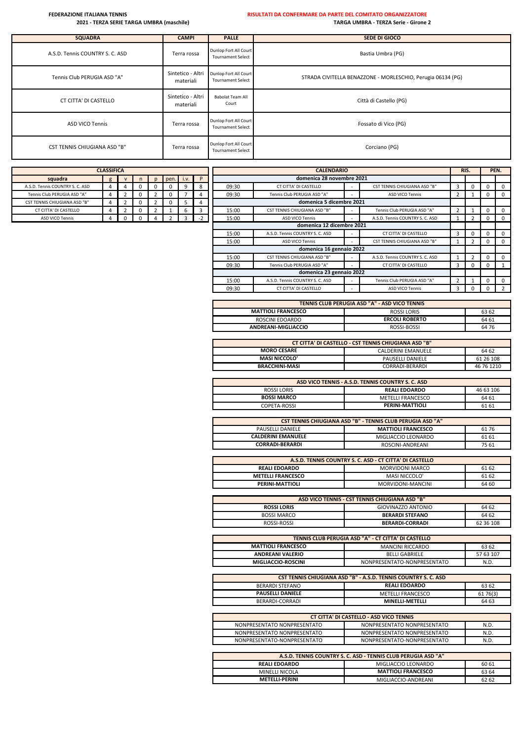**FEDERAZIONE ITALIANA TENNIS**

**2021 - TERZA SERIE TARGA UMBRA (maschile)**

**RISULTATI DA CONFERMARE DA PARTE DEL COMITATO ORGANIZZATORE**

**TARGA UMBRA - TERZA Serie - Girone 2**

| SQUADRA | CAMPI | PALLE | SEDE DI GIOCO |
|---|---|---|---|
| A.S.D. Tennis COUNTRY S. C. ASD | Terra rossa | Dunlop Fort All Court Tournament Select | Bastia Umbra (PG) |
| Tennis Club PERUGIA ASD "A" | Sintetico - Altri materiali | Dunlop Fort All Court Tournament Select | STRADA CIVITELLA BENAZZONE - MORLESCHIO, Perugia 06134 (PG) |
| CT CITTA' DI CASTELLO | Sintetico - Altri materiali | Babolat Team All Court | Città di Castello (PG) |
| ASD VICO Tennis | Terra rossa | Dunlop Fort All Court Tournament Select | Fossato di Vico (PG) |
| CST TENNIS CHIUGIANA ASD "B" | Terra rossa | Dunlop Fort All Court Tournament Select | Corciano (PG) |

**CLASSIFICA**

| squadra | g | v | n | p | pen. | i.v. | P |
|---|---|---|---|---|---|---|---|
| A.S.D. Tennis COUNTRY S. C. ASD | 4 | 4 | 0 | 0 | 0 | 9 | 8 |
| Tennis Club PERUGIA ASD "A" | 4 | 2 | 0 | 2 | 0 | 7 | 4 |
| CST TENNIS CHIUGIANA ASD "B" | 4 | 2 | 0 | 2 | 0 | 5 | 4 |
| CT CITTA' DI CASTELLO | 4 | 2 | 0 | 2 | 1 | 6 | 3 |
| ASD VICO Tennis | 4 | 0 | 0 | 4 | 2 | 3 | -2 |

**CALENDARIO**

| Ora | Casa | | Ospite | RIS. | | PEN. | |
|---|---|---|---|---|---|---|---|
| **domenica 28 novembre 2021** | | | | | | | |
| 09:30 | CT CITTA' DI CASTELLO | - | CST TENNIS CHIUGIANA ASD "B" | 3 | 0 | 0 | 0 |
| 09:30 | Tennis Club PERUGIA ASD "A" | - | ASD VICO Tennis | 2 | 1 | 0 | 0 |
| **domenica 5 dicembre 2021** | | | | | | | |
| 15:00 | CST TENNIS CHIUGIANA ASD "B" | - | Tennis Club PERUGIA ASD "A" | 2 | 1 | 0 | 0 |
| 15:00 | ASD VICO Tennis | - | A.S.D. Tennis COUNTRY S. C. ASD | 1 | 2 | 0 | 0 |
| **domenica 12 dicembre 2021** | | | | | | | |
| 15:00 | A.S.D. Tennis COUNTRY S. C. ASD | - | CT CITTA' DI CASTELLO | 3 | 0 | 0 | 0 |
| 15:00 | ASD VICO Tennis | - | CST TENNIS CHIUGIANA ASD "B" | 1 | 2 | 0 | 0 |
| **domenica 16 gennaio 2022** | | | | | | | |
| 15:00 | CST TENNIS CHIUGIANA ASD "B" | - | A.S.D. Tennis COUNTRY S. C. ASD | 1 | 2 | 0 | 0 |
| 09:30 | Tennis Club PERUGIA ASD "A" | - | CT CITTA' DI CASTELLO | 3 | 0 | 0 | 1 |
| **domenica 23 gennaio 2022** | | | | | | | |
| 15:00 | A.S.D. Tennis COUNTRY S. C. ASD | - | Tennis Club PERUGIA ASD "A" | 2 | 1 | 0 | 0 |
| 09:30 | CT CITTA' DI CASTELLO | - | ASD VICO Tennis | 3 | 0 | 0 | 2 |

| TENNIS CLUB PERUGIA ASD "A" - ASD VICO TENNIS | | |
|---|---|---|
| **MATTIOLI FRANCESCO** | ROSSI LORIS | 63 62 |
| ROSCINI EDOARDO | **ERCOLI ROBERTO** | 64 61 |
| **ANDREANI-MIGLIACCIO** | ROSSI-BOSSI | 64 76 |

| CT CITTA' DI CASTELLO - CST TENNIS CHIUGIANA ASD "B" | | |
|---|---|---|
| **MORO CESARE** | CALDERINI EMANUELE | 64 62 |
| **MASI NICCOLO'** | PAUSELLI DANIELE | 61 26 108 |
| **BRACCHINI-MASI** | CORRADI-BERARDI | 46 76 1210 |

| ASD VICO TENNIS - A.S.D. TENNIS COUNTRY S. C. ASD | | |
|---|---|---|
| ROSSI LORIS | **REALI EDOARDO** | 46 63 106 |
| **BOSSI MARCO** | METELLI FRANCESCO | 64 61 |
| COPETA-ROSSI | **PERINI-MATTIOLI** | 61 61 |

| CST TENNIS CHIUGIANA ASD "B" - TENNIS CLUB PERUGIA ASD "A" | | |
|---|---|---|
| PAUSELLI DANIELE | **MATTIOLI FRANCESCO** | 61 76 |
| **CALDERINI EMANUELE** | MIGLIACCIO LEONARDO | 61 61 |
| **CORRADI-BERARDI** | ROSCINI-ANDREANI | 75 61 |

| A.S.D. TENNIS COUNTRY S. C. ASD - CT CITTA' DI CASTELLO | | |
|---|---|---|
| **REALI EDOARDO** | MORVIDONI MARCO | 61 62 |
| **METELLI FRANCESCO** | MASI NICCOLO' | 61 62 |
| **PERINI-MATTIOLI** | MORVIDONI-MANCINI | 64 60 |

| ASD VICO TENNIS - CST TENNIS CHIUGIANA ASD "B" | | |
|---|---|---|
| **ROSSI LORIS** | GIOVINAZZO ANTONIO | 64 62 |
| BOSSI MARCO | **BERARDI STEFANO** | 64 62 |
| ROSSI-ROSSI | **BERARDI-CORRADI** | 62 36 108 |

| TENNIS CLUB PERUGIA ASD "A" - CT CITTA' DI CASTELLO | | |
|---|---|---|
| **MATTIOLI FRANCESCO** | MANCINI RICCARDO | 63 62 |
| **ANDREANI VALERIO** | BELLI GABRIELE | 57 63 107 |
| **MIGLIACCIO-ROSCINI** | NONPRESENTATO-NONPRESENTATO | N.D. |

| CST TENNIS CHIUGIANA ASD "B" - A.S.D. TENNIS COUNTRY S. C. ASD | | |
|---|---|---|
| BERARDI STEFANO | **REALI EDOARDO** | 63 62 |
| **PAUSELLI DANIELE** | METELLI FRANCESCO | 61 76(3) |
| BERARDI-CORRADI | **MINELLI-METELLI** | 64 63 |

| CT CITTA' DI CASTELLO - ASD VICO TENNIS | | |
|---|---|---|
| NONPRESENTATO NONPRESENTATO | NONPRESENTATO NONPRESENTATO | N.D. |
| NONPRESENTATO NONPRESENTATO | NONPRESENTATO NONPRESENTATO | N.D. |
| NONPRESENTATO-NONPRESENTATO | NONPRESENTATO-NONPRESENTATO | N.D. |

| A.S.D. TENNIS COUNTRY S. C. ASD - TENNIS CLUB PERUGIA ASD "A" | | |
|---|---|---|
| **REALI EDOARDO** | MIGLIACCIO LEONARDO | 60 61 |
| MINELLI NICOLA | **MATTIOLI FRANCESCO** | 63 64 |
| **METELLI-PERINI** | MIGLIACCIO-ANDREANI | 62 62 |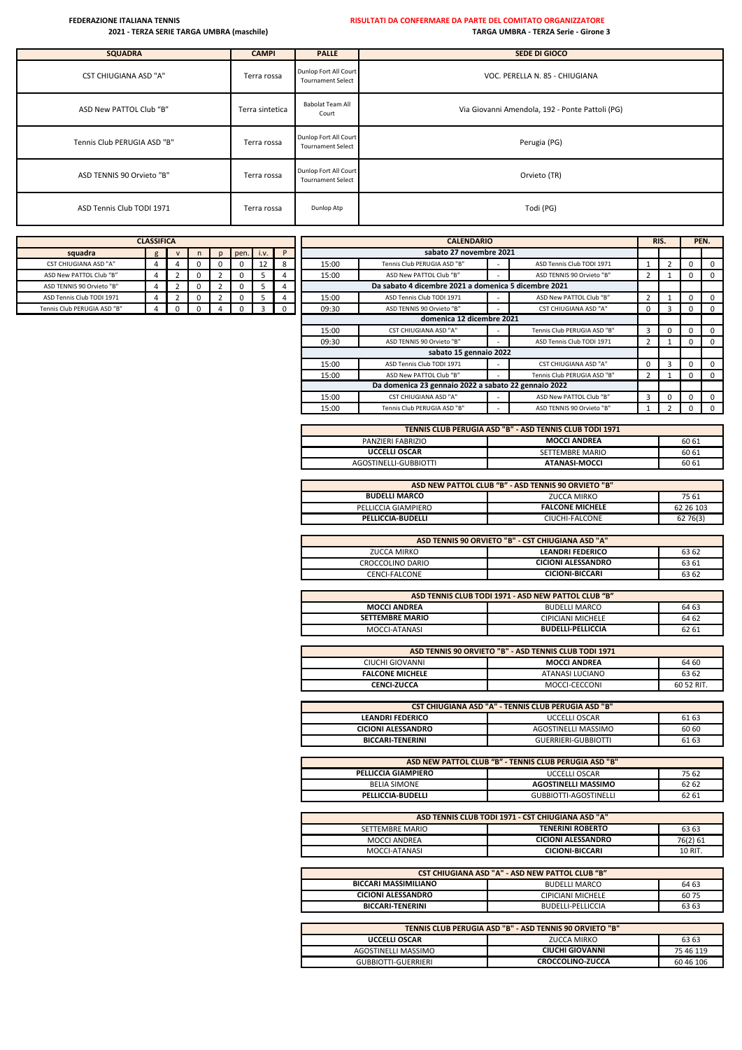**FEDERAZIONE ITALIANA TENNIS**

**2021 - TERZA SERIE TARGA UMBRA (maschile)**

**RISULTATI DA CONFERMARE DA PARTE DEL COMITATO ORGANIZZATORE**

**TARGA UMBRA - TERZA Serie - Girone 3**

| SQUADRA | CAMPI | PALLE | SEDE DI GIOCO |
|---|---|---|---|
| CST CHIUGIANA ASD "A" | Terra rossa | Dunlop Fort All Court Tournament Select | VOC. PERELLA N. 85 - CHIUGIANA |
| ASD New PATTOL Club "B" | Terra sintetica | Babolat Team All Court | Via Giovanni Amendola, 192 - Ponte Pattoli (PG) |
| Tennis Club PERUGIA ASD "B" | Terra rossa | Dunlop Fort All Court Tournament Select | Perugia (PG) |
| ASD TENNIS 90 Orvieto "B" | Terra rossa | Dunlop Fort All Court Tournament Select | Orvieto (TR) |
| ASD Tennis Club TODI 1971 | Terra rossa | Dunlop Atp | Todi (PG) |

**CLASSIFICA**

| squadra | g | v | n | p | pen. | i.v. | P |
|---|---|---|---|---|---|---|---|
| CST CHIUGIANA ASD "A" | 4 | 4 | 0 | 0 | 0 | 12 | 8 |
| ASD New PATTOL Club "B" | 4 | 2 | 0 | 2 | 0 | 5 | 4 |
| ASD TENNIS 90 Orvieto "B" | 4 | 2 | 0 | 2 | 0 | 5 | 4 |
| ASD Tennis Club TODI 1971 | 4 | 2 | 0 | 2 | 0 | 5 | 4 |
| Tennis Club PERUGIA ASD "B" | 4 | 0 | 0 | 4 | 0 | 3 | 0 |

**CALENDARIO**

| Ora | Casa | | Ospite | RIS. | | PEN. | |
|---|---|---|---|---|---|---|---|
| **sabato 27 novembre 2021** | | | | | | | |
| 15:00 | Tennis Club PERUGIA ASD "B" | - | ASD Tennis Club TODI 1971 | 1 | 2 | 0 | 0 |
| 15:00 | ASD New PATTOL Club "B" | - | ASD TENNIS 90 Orvieto "B" | 2 | 1 | 0 | 0 |
| **Da sabato 4 dicembre 2021 a domenica 5 dicembre 2021** | | | | | | | |
| 15:00 | ASD Tennis Club TODI 1971 | - | ASD New PATTOL Club "B" | 2 | 1 | 0 | 0 |
| 09:30 | ASD TENNIS 90 Orvieto "B" | - | CST CHIUGIANA ASD "A" | 0 | 3 | 0 | 0 |
| **domenica 12 dicembre 2021** | | | | | | | |
| 15:00 | CST CHIUGIANA ASD "A" | - | Tennis Club PERUGIA ASD "B" | 3 | 0 | 0 | 0 |
| 09:30 | ASD TENNIS 90 Orvieto "B" | - | ASD Tennis Club TODI 1971 | 2 | 1 | 0 | 0 |
| **sabato 15 gennaio 2022** | | | | | | | |
| 15:00 | ASD Tennis Club TODI 1971 | - | CST CHIUGIANA ASD "A" | 0 | 3 | 0 | 0 |
| 15:00 | ASD New PATTOL Club "B" | - | Tennis Club PERUGIA ASD "B" | 2 | 1 | 0 | 0 |
| **Da domenica 23 gennaio 2022 a sabato 22 gennaio 2022** | | | | | | | |
| 15:00 | CST CHIUGIANA ASD "A" | - | ASD New PATTOL Club "B" | 3 | 0 | 0 | 0 |
| 15:00 | Tennis Club PERUGIA ASD "B" | - | ASD TENNIS 90 Orvieto "B" | 1 | 2 | 0 | 0 |

| TENNIS CLUB PERUGIA ASD "B" - ASD TENNIS CLUB TODI 1971 | | |
|---|---|---|
| PANZIERI FABRIZIO | **MOCCI ANDREA** | 60 61 |
| **UCCELLI OSCAR** | SETTEMBRE MARIO | 60 61 |
| AGOSTINELLI-GUBBIOTTI | **ATANASI-MOCCI** | 60 61 |

| ASD NEW PATTOL CLUB "B" - ASD TENNIS 90 ORVIETO "B" | | |
|---|---|---|
| **BUDELLI MARCO** | ZUCCA MIRKO | 75 61 |
| PELLICCIA GIAMPIERO | **FALCONE MICHELE** | 62 26 103 |
| **PELLICCIA-BUDELLI** | CIUCHI-FALCONE | 62 76(3) |

| ASD TENNIS 90 ORVIETO "B" - CST CHIUGIANA ASD "A" | | |
|---|---|---|
| ZUCCA MIRKO | **LEANDRI FEDERICO** | 63 62 |
| CROCCOLINO DARIO | **CICIONI ALESSANDRO** | 63 61 |
| CENCI-FALCONE | **CICIONI-BICCARI** | 63 62 |

| ASD TENNIS CLUB TODI 1971 - ASD NEW PATTOL CLUB "B" | | |
|---|---|---|
| **MOCCI ANDREA** | BUDELLI MARCO | 64 63 |
| **SETTEMBRE MARIO** | CIPICIANI MICHELE | 64 62 |
| MOCCI-ATANASI | **BUDELLI-PELLICCIA** | 62 61 |

| ASD TENNIS 90 ORVIETO "B" - ASD TENNIS CLUB TODI 1971 | | |
|---|---|---|
| CIUCHI GIOVANNI | **MOCCI ANDREA** | 64 60 |
| **FALCONE MICHELE** | ATANASI LUCIANO | 63 62 |
| **CENCI-ZUCCA** | MOCCI-CECCONI | 60 52 RIT. |

| CST CHIUGIANA ASD "A" - TENNIS CLUB PERUGIA ASD "B" | | |
|---|---|---|
| **LEANDRI FEDERICO** | UCCELLI OSCAR | 61 63 |
| **CICIONI ALESSANDRO** | AGOSTINELLI MASSIMO | 60 60 |
| **BICCARI-TENERINI** | GUERRIERI-GUBBIOTTI | 61 63 |

| ASD NEW PATTOL CLUB "B" - TENNIS CLUB PERUGIA ASD "B" | | |
|---|---|---|
| **PELLICCIA GIAMPIERO** | UCCELLI OSCAR | 75 62 |
| BELIA SIMONE | **AGOSTINELLI MASSIMO** | 62 62 |
| **PELLICCIA-BUDELLI** | GUBBIOTTI-AGOSTINELLI | 62 61 |

| ASD TENNIS CLUB TODI 1971 - CST CHIUGIANA ASD "A" | | |
|---|---|---|
| SETTEMBRE MARIO | **TENERINI ROBERTO** | 63 63 |
| MOCCI ANDREA | **CICIONI ALESSANDRO** | 76(2) 61 |
| MOCCI-ATANASI | **CICIONI-BICCARI** | 10 RIT. |

| CST CHIUGIANA ASD "A" - ASD NEW PATTOL CLUB "B" | | |
|---|---|---|
| **BICCARI MASSIMILIANO** | BUDELLI MARCO | 64 63 |
| **CICIONI ALESSANDRO** | CIPICIANI MICHELE | 60 75 |
| **BICCARI-TENERINI** | BUDELLI-PELLICCIA | 63 63 |

| TENNIS CLUB PERUGIA ASD "B" - ASD TENNIS 90 ORVIETO "B" | | |
|---|---|---|
| **UCCELLI OSCAR** | ZUCCA MIRKO | 63 63 |
| AGOSTINELLI MASSIMO | **CIUCHI GIOVANNI** | 75 46 119 |
| GUBBIOTTI-GUERRIERI | **CROCCOLINO-ZUCCA** | 60 46 106 |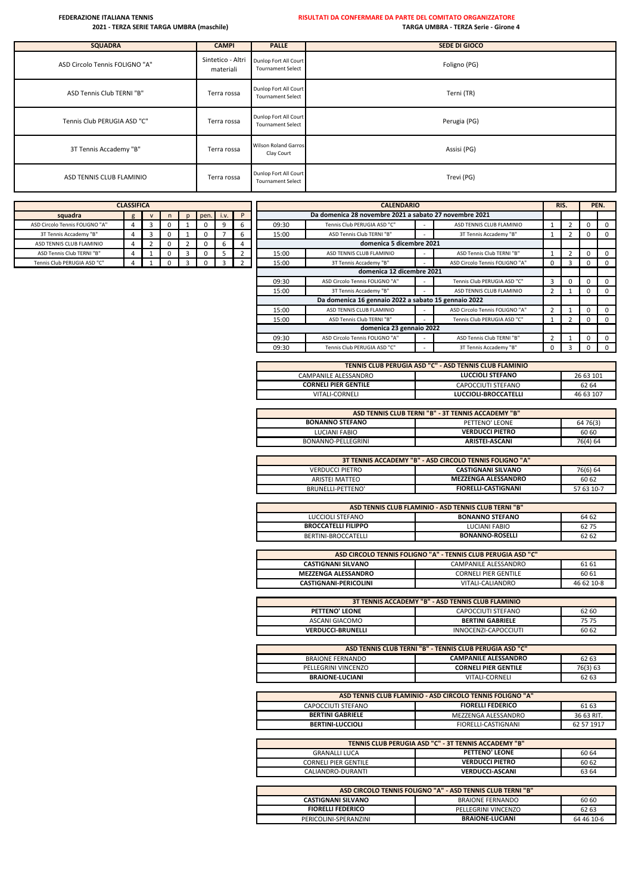**FEDERAZIONE ITALIANA TENNIS**

**2021 - TERZA SERIE TARGA UMBRA (maschile)**

**RISULTATI DA CONFERMARE DA PARTE DEL COMITATO ORGANIZZATORE**

**TARGA UMBRA - TERZA Serie - Girone 4**

| SQUADRA | CAMPI | PALLE | SEDE DI GIOCO |
|---|---|---|---|
| ASD Circolo Tennis FOLIGNO "A" | Sintetico - Altri materiali | Dunlop Fort All Court Tournament Select | Foligno (PG) |
| ASD Tennis Club TERNI "B" | Terra rossa | Dunlop Fort All Court Tournament Select | Terni (TR) |
| Tennis Club PERUGIA ASD "C" | Terra rossa | Dunlop Fort All Court Tournament Select | Perugia (PG) |
| 3T Tennis Accademy "B" | Terra rossa | Wilson Roland Garros Clay Court | Assisi (PG) |
| ASD TENNIS CLUB FLAMINIO | Terra rossa | Dunlop Fort All Court Tournament Select | Trevi (PG) |

**CLASSIFICA**

| squadra | g | v | n | p | pen. | i.v. | P |
|---|---|---|---|---|---|---|---|
| ASD Circolo Tennis FOLIGNO "A" | 4 | 3 | 0 | 1 | 0 | 9 | 6 |
| 3T Tennis Accademy "B" | 4 | 3 | 0 | 1 | 0 | 7 | 6 |
| ASD TENNIS CLUB FLAMINIO | 4 | 2 | 0 | 2 | 0 | 6 | 4 |
| ASD Tennis Club TERNI "B" | 4 | 1 | 0 | 3 | 0 | 5 | 2 |
| Tennis Club PERUGIA ASD "C" | 4 | 1 | 0 | 3 | 0 | 3 | 2 |

**CALENDARIO**

| Ora | Casa | | Ospite | RIS. | | PEN. | |
|---|---|---|---|---|---|---|---|
| **Da domenica 28 novembre 2021 a sabato 27 novembre 2021** | | | | | | | |
| 09:30 | Tennis Club PERUGIA ASD "C" | - | ASD TENNIS CLUB FLAMINIO | 1 | 2 | 0 | 0 |
| 15:00 | ASD Tennis Club TERNI "B" | - | 3T Tennis Accademy "B" | 1 | 2 | 0 | 0 |
| **domenica 5 dicembre 2021** | | | | | | | |
| 15:00 | ASD TENNIS CLUB FLAMINIO | - | ASD Tennis Club TERNI "B" | 1 | 2 | 0 | 0 |
| 15:00 | 3T Tennis Accademy "B" | - | ASD Circolo Tennis FOLIGNO "A" | 0 | 3 | 0 | 0 |
| **domenica 12 dicembre 2021** | | | | | | | |
| 09:30 | ASD Circolo Tennis FOLIGNO "A" | - | Tennis Club PERUGIA ASD "C" | 3 | 0 | 0 | 0 |
| 15:00 | 3T Tennis Accademy "B" | - | ASD TENNIS CLUB FLAMINIO | 2 | 1 | 0 | 0 |
| **Da domenica 16 gennaio 2022 a sabato 15 gennaio 2022** | | | | | | | |
| 15:00 | ASD TENNIS CLUB FLAMINIO | - | ASD Circolo Tennis FOLIGNO "A" | 2 | 1 | 0 | 0 |
| 15:00 | ASD Tennis Club TERNI "B" | - | Tennis Club PERUGIA ASD "C" | 1 | 2 | 0 | 0 |
| **domenica 23 gennaio 2022** | | | | | | | |
| 09:30 | ASD Circolo Tennis FOLIGNO "A" | - | ASD Tennis Club TERNI "B" | 2 | 1 | 0 | 0 |
| 09:30 | Tennis Club PERUGIA ASD "C" | - | 3T Tennis Accademy "B" | 0 | 3 | 0 | 0 |

| TENNIS CLUB PERUGIA ASD "C" - ASD TENNIS CLUB FLAMINIO | | |
|---|---|---|
| CAMPANILE ALESSANDRO | **LUCCIOLI STEFANO** | 26 63 101 |
| **CORNELI PIER GENTILE** | CAPOCCIUTI STEFANO | 62 64 |
| VITALI-CORNELI | **LUCCIOLI-BROCCATELLI** | 46 63 107 |

| ASD TENNIS CLUB TERNI "B" - 3T TENNIS ACCADEMY "B" | | |
|---|---|---|
| **BONANNO STEFANO** | PETTENO' LEONE | 64 76(3) |
| LUCIANI FABIO | **VERDUCCI PIETRO** | 60 60 |
| BONANNO-PELLEGRINI | **ARISTEI-ASCANI** | 76(4) 64 |

| 3T TENNIS ACCADEMY "B" - ASD CIRCOLO TENNIS FOLIGNO "A" | | |
|---|---|---|
| VERDUCCI PIETRO | **CASTIGNANI SILVANO** | 76(6) 64 |
| ARISTEI MATTEO | **MEZZENGA ALESSANDRO** | 60 62 |
| BRUNELLI-PETTENO' | **FIORELLI-CASTIGNANI** | 57 63 10-7 |

| ASD TENNIS CLUB FLAMINIO - ASD TENNIS CLUB TERNI "B" | | |
|---|---|---|
| LUCCIOLI STEFANO | **BONANNO STEFANO** | 64 62 |
| **BROCCATELLI FILIPPO** | LUCIANI FABIO | 62 75 |
| BERTINI-BROCCATELLI | **BONANNO-ROSELLI** | 62 62 |

| ASD CIRCOLO TENNIS FOLIGNO "A" - TENNIS CLUB PERUGIA ASD "C" | | |
|---|---|---|
| **CASTIGNANI SILVANO** | CAMPANILE ALESSANDRO | 61 61 |
| **MEZZENGA ALESSANDRO** | CORNELI PIER GENTILE | 60 61 |
| **CASTIGNANI-PERICOLINI** | VITALI-CALIANDRO | 46 62 10-8 |

| 3T TENNIS ACCADEMY "B" - ASD TENNIS CLUB FLAMINIO | | |
|---|---|---|
| **PETTENO' LEONE** | CAPOCCIUTI STEFANO | 62 60 |
| ASCANI GIACOMO | **BERTINI GABRIELE** | 75 75 |
| **VERDUCCI-BRUNELLI** | INNOCENZI-CAPOCCIUTI | 60 62 |

| ASD TENNIS CLUB TERNI "B" - TENNIS CLUB PERUGIA ASD "C" | | |
|---|---|---|
| BRAIONE FERNANDO | **CAMPANILE ALESSANDRO** | 62 63 |
| PELLEGRINI VINCENZO | **CORNELI PIER GENTILE** | 76(3) 63 |
| **BRAIONE-LUCIANI** | VITALI-CORNELI | 62 63 |

| ASD TENNIS CLUB FLAMINIO - ASD CIRCOLO TENNIS FOLIGNO "A" | | |
|---|---|---|
| CAPOCCIUTI STEFANO | **FIORELLI FEDERICO** | 61 63 |
| **BERTINI GABRIELE** | MEZZENGA ALESSANDRO | 36 63 RIT. |
| **BERTINI-LUCCIOLI** | FIORELLI-CASTIGNANI | 62 57 1917 |

| TENNIS CLUB PERUGIA ASD "C" - 3T TENNIS ACCADEMY "B" | | |
|---|---|---|
| GRANALLI LUCA | **PETTENO' LEONE** | 60 64 |
| CORNELI PIER GENTILE | **VERDUCCI PIETRO** | 60 62 |
| CALIANDRO-DURANTI | **VERDUCCI-ASCANI** | 63 64 |

| ASD CIRCOLO TENNIS FOLIGNO "A" - ASD TENNIS CLUB TERNI "B" | | |
|---|---|---|
| **CASTIGNANI SILVANO** | BRAIONE FERNANDO | 60 60 |
| **FIORELLI FEDERICO** | PELLEGRINI VINCENZO | 62 63 |
| PERICOLINI-SPERANZINI | **BRAIONE-LUCIANI** | 64 46 10-6 |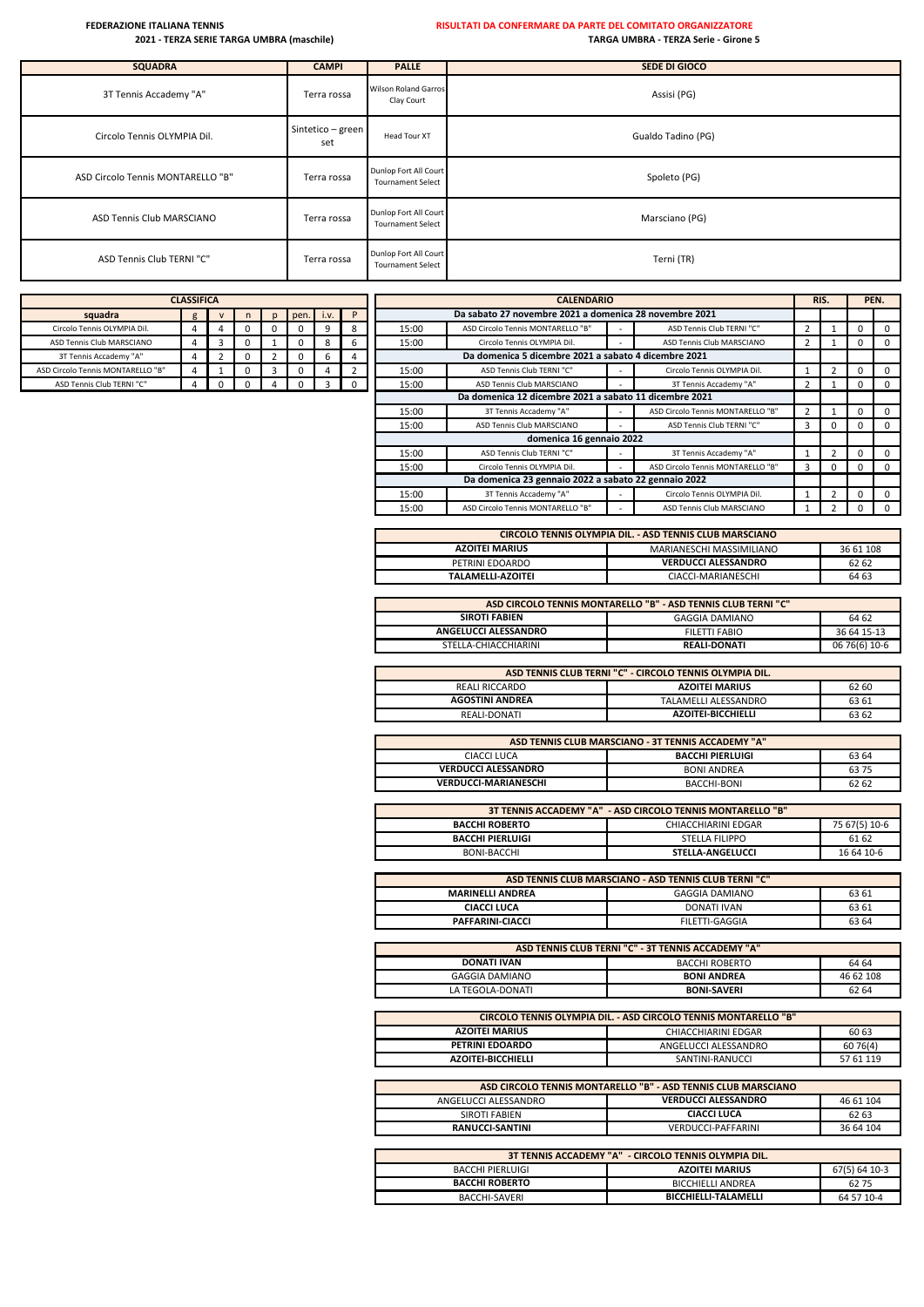**FEDERAZIONE ITALIANA TENNIS**

**2021 - TERZA SERIE TARGA UMBRA (maschile)**

**RISULTATI DA CONFERMARE DA PARTE DEL COMITATO ORGANIZZATORE**

**TARGA UMBRA - TERZA Serie - Girone 5**

| SQUADRA | CAMPI | PALLE | SEDE DI GIOCO |
|---|---|---|---|
| 3T Tennis Accademy "A" | Terra rossa | Wilson Roland Garros Clay Court | Assisi (PG) |
| Circolo Tennis OLYMPIA Dil. | Sintetico – green set | Head Tour XT | Gualdo Tadino (PG) |
| ASD Circolo Tennis MONTARELLO "B" | Terra rossa | Dunlop Fort All Court Tournament Select | Spoleto (PG) |
| ASD Tennis Club MARSCIANO | Terra rossa | Dunlop Fort All Court Tournament Select | Marsciano (PG) |
| ASD Tennis Club TERNI "C" | Terra rossa | Dunlop Fort All Court Tournament Select | Terni (TR) |

**CLASSIFICA**

| squadra | g | v | n | p | pen. | i.v. | P |
|---|---|---|---|---|---|---|---|
| Circolo Tennis OLYMPIA Dil. | 4 | 4 | 0 | 0 | 0 | 9 | 8 |
| ASD Tennis Club MARSCIANO | 4 | 3 | 0 | 1 | 0 | 8 | 6 |
| 3T Tennis Accademy "A" | 4 | 2 | 0 | 2 | 0 | 6 | 4 |
| ASD Circolo Tennis MONTARELLO "B" | 4 | 1 | 0 | 3 | 0 | 4 | 2 |
| ASD Tennis Club TERNI "C" | 4 | 0 | 0 | 4 | 0 | 3 | 0 |

**CALENDARIO**

| Ora | Casa | | Ospite | RIS. | | PEN. | |
|---|---|---|---|---|---|---|---|
| **Da sabato 27 novembre 2021 a domenica 28 novembre 2021** | | | | | | | |
| 15:00 | ASD Circolo Tennis MONTARELLO "B" | - | ASD Tennis Club TERNI "C" | 2 | 1 | 0 | 0 |
| 15:00 | Circolo Tennis OLYMPIA Dil. | - | ASD Tennis Club MARSCIANO | 2 | 1 | 0 | 0 |
| **Da domenica 5 dicembre 2021 a sabato 4 dicembre 2021** | | | | | | | |
| 15:00 | ASD Tennis Club TERNI "C" | - | Circolo Tennis OLYMPIA Dil. | 1 | 2 | 0 | 0 |
| 15:00 | ASD Tennis Club MARSCIANO | - | 3T Tennis Accademy "A" | 2 | 1 | 0 | 0 |
| **Da domenica 12 dicembre 2021 a sabato 11 dicembre 2021** | | | | | | | |
| 15:00 | 3T Tennis Accademy "A" | - | ASD Circolo Tennis MONTARELLO "B" | 2 | 1 | 0 | 0 |
| 15:00 | ASD Tennis Club MARSCIANO | - | ASD Tennis Club TERNI "C" | 3 | 0 | 0 | 0 |
| **domenica 16 gennaio 2022** | | | | | | | |
| 15:00 | ASD Tennis Club TERNI "C" | - | 3T Tennis Accademy "A" | 1 | 2 | 0 | 0 |
| 15:00 | Circolo Tennis OLYMPIA Dil. | - | ASD Circolo Tennis MONTARELLO "B" | 3 | 0 | 0 | 0 |
| **Da domenica 23 gennaio 2022 a sabato 22 gennaio 2022** | | | | | | | |
| 15:00 | 3T Tennis Accademy "A" | - | Circolo Tennis OLYMPIA Dil. | 1 | 2 | 0 | 0 |
| 15:00 | ASD Circolo Tennis MONTARELLO "B" | - | ASD Tennis Club MARSCIANO | 1 | 2 | 0 | 0 |

| CIRCOLO TENNIS OLYMPIA DIL. - ASD TENNIS CLUB MARSCIANO | | |
|---|---|---|
| **AZOITEI MARIUS** | MARIANESCHI MASSIMILIANO | 36 61 108 |
| PETRINI EDOARDO | **VERDUCCI ALESSANDRO** | 62 62 |
| **TALAMELLI-AZOITEI** | CIACCI-MARIANESCHI | 64 63 |

| ASD CIRCOLO TENNIS MONTARELLO "B" - ASD TENNIS CLUB TERNI "C" | | |
|---|---|---|
| **SIROTI FABIEN** | GAGGIA DAMIANO | 64 62 |
| **ANGELUCCI ALESSANDRO** | FILETTI FABIO | 36 64 15-13 |
| STELLA-CHIACCHIARINI | **REALI-DONATI** | 06 76(6) 10-6 |

| ASD TENNIS CLUB TERNI "C" - CIRCOLO TENNIS OLYMPIA DIL. | | |
|---|---|---|
| REALI RICCARDO | **AZOITEI MARIUS** | 62 60 |
| **AGOSTINI ANDREA** | TALAMELLI ALESSANDRO | 63 61 |
| REALI-DONATI | **AZOITEI-BICCHIELLI** | 63 62 |

| ASD TENNIS CLUB MARSCIANO - 3T TENNIS ACCADEMY "A" | | |
|---|---|---|
| CIACCI LUCA | **BACCHI PIERLUIGI** | 63 64 |
| **VERDUCCI ALESSANDRO** | BONI ANDREA | 63 75 |
| **VERDUCCI-MARIANESCHI** | BACCHI-BONI | 62 62 |

| 3T TENNIS ACCADEMY "A" - ASD CIRCOLO TENNIS MONTARELLO "B" | | |
|---|---|---|
| **BACCHI ROBERTO** | CHIACCHIARINI EDGAR | 75 67(5) 10-6 |
| **BACCHI PIERLUIGI** | STELLA FILIPPO | 61 62 |
| BONI-BACCHI | **STELLA-ANGELUCCI** | 16 64 10-6 |

| ASD TENNIS CLUB MARSCIANO - ASD TENNIS CLUB TERNI "C" | | |
|---|---|---|
| **MARINELLI ANDREA** | GAGGIA DAMIANO | 63 61 |
| **CIACCI LUCA** | DONATI IVAN | 63 61 |
| **PAFFARINI-CIACCI** | FILETTI-GAGGIA | 63 64 |

| ASD TENNIS CLUB TERNI "C" - 3T TENNIS ACCADEMY "A" | | |
|---|---|---|
| **DONATI IVAN** | BACCHI ROBERTO | 64 64 |
| GAGGIA DAMIANO | **BONI ANDREA** | 46 62 108 |
| LA TEGOLA-DONATI | **BONI-SAVERI** | 62 64 |

| CIRCOLO TENNIS OLYMPIA DIL. - ASD CIRCOLO TENNIS MONTARELLO "B" | | |
|---|---|---|
| **AZOITEI MARIUS** | CHIACCHIARINI EDGAR | 60 63 |
| **PETRINI EDOARDO** | ANGELUCCI ALESSANDRO | 60 76(4) |
| **AZOITEI-BICCHIELLI** | SANTINI-RANUCCI | 57 61 119 |

| ASD CIRCOLO TENNIS MONTARELLO "B" - ASD TENNIS CLUB MARSCIANO | | |
|---|---|---|
| ANGELUCCI ALESSANDRO | **VERDUCCI ALESSANDRO** | 46 61 104 |
| SIROTI FABIEN | **CIACCI LUCA** | 62 63 |
| **RANUCCI-SANTINI** | VERDUCCI-PAFFARINI | 36 64 104 |

| 3T TENNIS ACCADEMY "A" - CIRCOLO TENNIS OLYMPIA DIL. | | |
|---|---|---|
| BACCHI PIERLUIGI | **AZOITEI MARIUS** | 67(5) 64 10-3 |
| **BACCHI ROBERTO** | BICCHIELLI ANDREA | 62 75 |
| BACCHI-SAVERI | **BICCHIELLI-TALAMELLI** | 64 57 10-4 |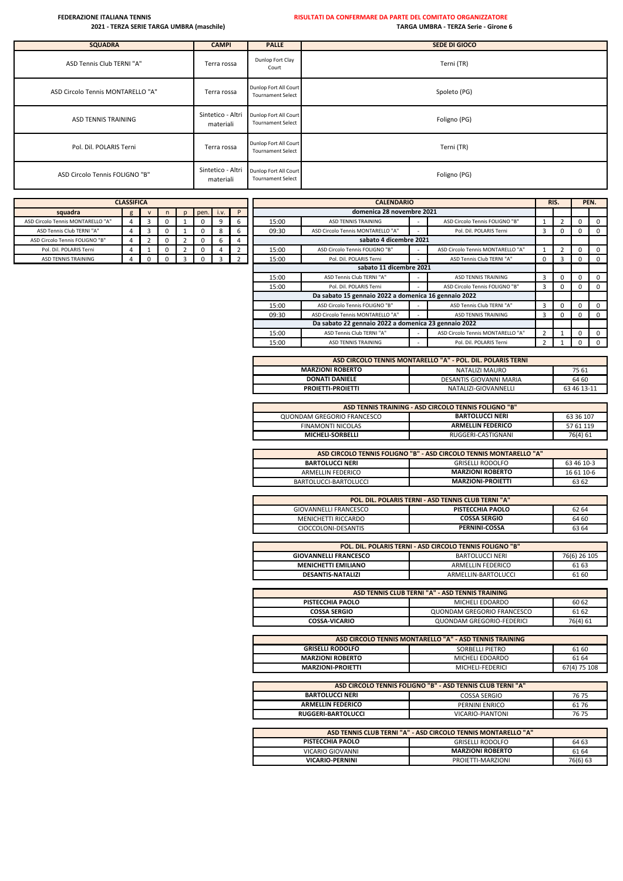**FEDERAZIONE ITALIANA TENNIS**
**2021 - TERZA SERIE TARGA UMBRA (maschile)**

**RISULTATI DA CONFERMARE DA PARTE DEL COMITATO ORGANIZZATORE**
**TARGA UMBRA - TERZA Serie - Girone 6**

| SQUADRA | CAMPI | PALLE | SEDE DI GIOCO |
|---|---|---|---|
| ASD Tennis Club TERNI "A" | Terra rossa | Dunlop Fort Clay Court | Terni (TR) |
| ASD Circolo Tennis MONTARELLO "A" | Terra rossa | Dunlop Fort All Court Tournament Select | Spoleto (PG) |
| ASD TENNIS TRAINING | Sintetico - Altri materiali | Dunlop Fort All Court Tournament Select | Foligno (PG) |
| Pol. Dil. POLARIS Terni | Terra rossa | Dunlop Fort All Court Tournament Select | Terni (TR) |
| ASD Circolo Tennis FOLIGNO "B" | Sintetico - Altri materiali | Dunlop Fort All Court Tournament Select | Foligno (PG) |

**CLASSIFICA**

| squadra | g | v | n | p | pen. | i.v. | P |
|---|---|---|---|---|---|---|---|
| ASD Circolo Tennis MONTARELLO "A" | 4 | 3 | 0 | 1 | 0 | 9 | 6 |
| ASD Tennis Club TERNI "A" | 4 | 3 | 0 | 1 | 0 | 8 | 6 |
| ASD Circolo Tennis FOLIGNO "B" | 4 | 2 | 0 | 2 | 0 | 6 | 4 |
| Pol. Dil. POLARIS Terni | 4 | 1 | 0 | 2 | 0 | 4 | 2 |
| ASD TENNIS TRAINING | 4 | 0 | 0 | 3 | 0 | 3 | 2 |

**CALENDARIO**

| Ora | Casa | | Ospite | RIS. | | PEN. | |
|---|---|---|---|---|---|---|---|
| **domenica 28 novembre 2021** | | | | | | | |
| 15:00 | ASD TENNIS TRAINING | - | ASD Circolo Tennis FOLIGNO "B" | 1 | 2 | 0 | 0 |
| 09:30 | ASD Circolo Tennis MONTARELLO "A" | - | Pol. Dil. POLARIS Terni | 3 | 0 | 0 | 0 |
| **sabato 4 dicembre 2021** | | | | | | | |
| 15:00 | ASD Circolo Tennis FOLIGNO "B" | - | ASD Circolo Tennis MONTARELLO "A" | 1 | 2 | 0 | 0 |
| 15:00 | Pol. Dil. POLARIS Terni | - | ASD Tennis Club TERNI "A" | 0 | 3 | 0 | 0 |
| **sabato 11 dicembre 2021** | | | | | | | |
| 15:00 | ASD Tennis Club TERNI "A" | - | ASD TENNIS TRAINING | 3 | 0 | 0 | 0 |
| 15:00 | Pol. Dil. POLARIS Terni | - | ASD Circolo Tennis FOLIGNO "B" | 3 | 0 | 0 | 0 |
| **Da sabato 15 gennaio 2022 a domenica 16 gennaio 2022** | | | | | | | |
| 15:00 | ASD Circolo Tennis FOLIGNO "B" | - | ASD Tennis Club TERNI "A" | 3 | 0 | 0 | 0 |
| 09:30 | ASD Circolo Tennis MONTARELLO "A" | - | ASD TENNIS TRAINING | 3 | 0 | 0 | 0 |
| **Da sabato 22 gennaio 2022 a domenica 23 gennaio 2022** | | | | | | | |
| 15:00 | ASD Tennis Club TERNI "A" | - | ASD Circolo Tennis MONTARELLO "A" | 2 | 1 | 0 | 0 |
| 15:00 | ASD TENNIS TRAINING | - | Pol. Dil. POLARIS Terni | 2 | 1 | 0 | 0 |

| ASD CIRCOLO TENNIS MONTARELLO "A" - POL. DIL. POLARIS TERNI | | |
|---|---|---|
| **MARZIONI ROBERTO** | NATALIZI MAURO | 75 61 |
| **DONATI DANIELE** | DESANTIS GIOVANNI MARIA | 64 60 |
| **PROIETTI-PROIETTI** | NATALIZI-GIOVANNELLI | 63 46 13-11 |

| ASD TENNIS TRAINING - ASD CIRCOLO TENNIS FOLIGNO "B" | | |
|---|---|---|
| QUONDAM GREGORIO FRANCESCO | **BARTOLUCCI NERI** | 63 36 107 |
| FINAMONTI NICOLAS | **ARMELLIN FEDERICO** | 57 61 119 |
| **MICHELI-SORBELLI** | RUGGERI-CASTIGNANI | 76(4) 61 |

| ASD CIRCOLO TENNIS FOLIGNO "B" - ASD CIRCOLO TENNIS MONTARELLO "A" | | |
|---|---|---|
| **BARTOLUCCI NERI** | GRISELLI RODOLFO | 63 46 10-3 |
| ARMELLIN FEDERICO | **MARZIONI ROBERTO** | 16 61 10-6 |
| BARTOLUCCI-BARTOLUCCI | **MARZIONI-PROIETTI** | 63 62 |

| POL. DIL. POLARIS TERNI - ASD TENNIS CLUB TERNI "A" | | |
|---|---|---|
| GIOVANNELLI FRANCESCO | **PISTECCHIA PAOLO** | 62 64 |
| MENICHETTI RICCARDO | **COSSA SERGIO** | 64 60 |
| CIOCCOLONI-DESANTIS | **PERNINI-COSSA** | 63 64 |

| POL. DIL. POLARIS TERNI - ASD CIRCOLO TENNIS FOLIGNO "B" | | |
|---|---|---|
| **GIOVANNELLI FRANCESCO** | BARTOLUCCI NERI | 76(6) 26 105 |
| **MENICHETTI EMILIANO** | ARMELLIN FEDERICO | 61 63 |
| **DESANTIS-NATALIZI** | ARMELLIN-BARTOLUCCI | 61 60 |

| ASD TENNIS CLUB TERNI "A" - ASD TENNIS TRAINING | | |
|---|---|---|
| **PISTECCHIA PAOLO** | MICHELI EDOARDO | 60 62 |
| **COSSA SERGIO** | QUONDAM GREGORIO FRANCESCO | 61 62 |
| **COSSA-VICARIO** | QUONDAM GREGORIO-FEDERICI | 76(4) 61 |

| ASD CIRCOLO TENNIS MONTARELLO "A" - ASD TENNIS TRAINING | | |
|---|---|---|
| **GRISELLI RODOLFO** | SORBELLI PIETRO | 61 60 |
| **MARZIONI ROBERTO** | MICHELI EDOARDO | 61 64 |
| **MARZIONI-PROIETTI** | MICHELI-FEDERICI | 67(4) 75 108 |

| ASD CIRCOLO TENNIS FOLIGNO "B" - ASD TENNIS CLUB TERNI "A" | | |
|---|---|---|
| **BARTOLUCCI NERI** | COSSA SERGIO | 76 75 |
| **ARMELLIN FEDERICO** | PERNINI ENRICO | 61 76 |
| **RUGGERI-BARTOLUCCI** | VICARIO-PIANTONI | 76 75 |

| ASD TENNIS CLUB TERNI "A" - ASD CIRCOLO TENNIS MONTARELLO "A" | | |
|---|---|---|
| **PISTECCHIA PAOLO** | GRISELLI RODOLFO | 64 63 |
| VICARIO GIOVANNI | **MARZIONI ROBERTO** | 61 64 |
| **VICARIO-PERNINI** | PROIETTI-MARZIONI | 76(6) 63 |